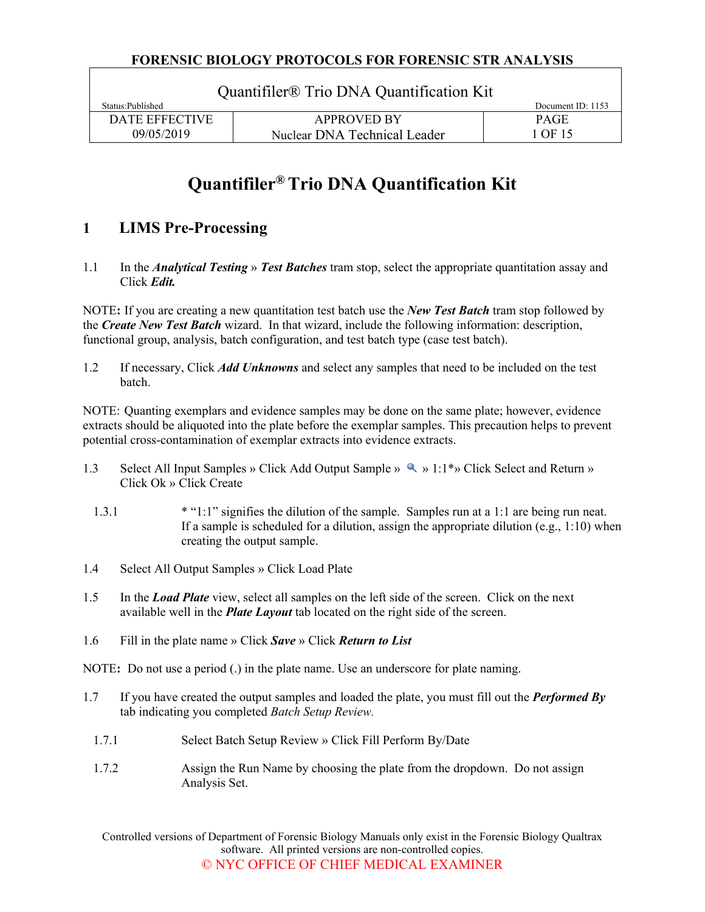# Quantifiler® Trio DNA Quantification Kit

## 1 LIMS Pre-Processing

1.1 In the ***Analytical Testing*** » ***Test Batches*** tram stop, select the appropriate quantitation assay and Click ***Edit.***

NOTE: If you are creating a new quantitation test batch use the ***New Test Batch*** tram stop followed by the ***Create New Test Batch*** wizard. In that wizard, include the following information: description, functional group, analysis, batch configuration, and test batch type (case test batch).

1.2 If necessary, Click ***Add Unknowns*** and select any samples that need to be included on the test batch.

NOTE: Quanting exemplars and evidence samples may be done on the same plate; however, evidence extracts should be aliquoted into the plate before the exemplar samples. This precaution helps to prevent potential cross-contamination of exemplar extracts into evidence extracts.

1.3 Select All Input Samples » Click Add Output Sample » 🔍 » 1:1*» Click Select and Return » Click Ok » Click Create

1.3.1 * "1:1" signifies the dilution of the sample. Samples run at a 1:1 are being run neat. If a sample is scheduled for a dilution, assign the appropriate dilution (e.g., 1:10) when creating the output sample.

1.4 Select All Output Samples » Click Load Plate

1.5 In the ***Load Plate*** view, select all samples on the left side of the screen. Click on the next available well in the ***Plate Layout*** tab located on the right side of the screen.

1.6 Fill in the plate name » Click ***Save*** » Click ***Return to List***

NOTE: Do not use a period (.) in the plate name. Use an underscore for plate naming.

1.7 If you have created the output samples and loaded the plate, you must fill out the ***Performed By*** tab indicating you completed *Batch Setup Review.*

1.7.1 Select Batch Setup Review » Click Fill Perform By/Date

1.7.2 Assign the Run Name by choosing the plate from the dropdown. Do not assign Analysis Set.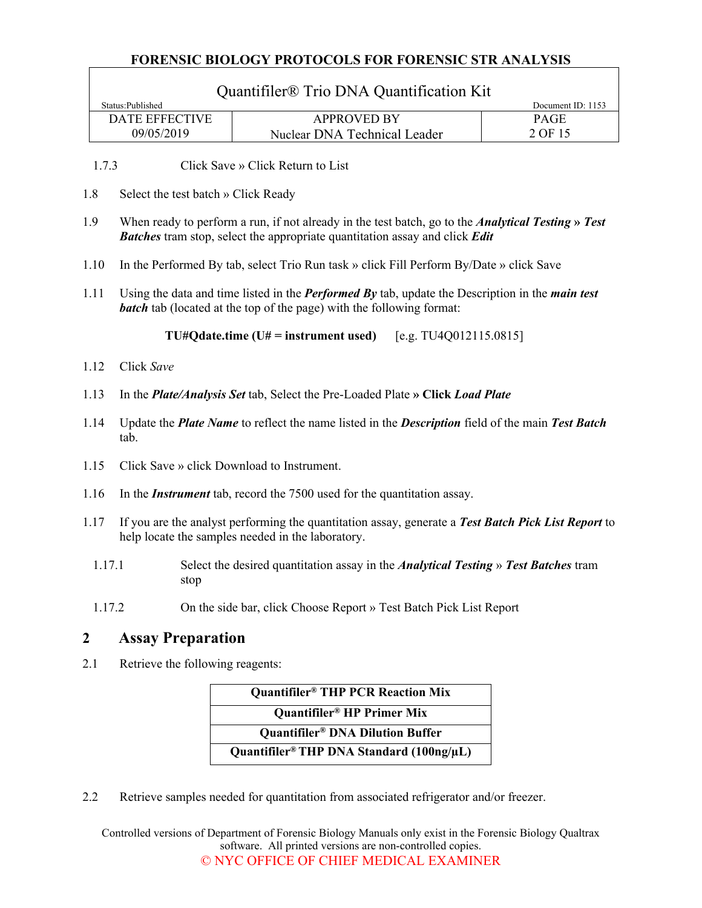1.7.3 Click Save » Click Return to List

1.8 Select the test batch » Click Ready

1.9 When ready to perform a run, if not already in the test batch, go to the ***Analytical Testing* » *Test Batches*** tram stop, select the appropriate quantitation assay and click ***Edit***

1.10 In the Performed By tab, select Trio Run task » click Fill Perform By/Date » click Save

1.11 Using the data and time listed in the ***Performed By*** tab, update the Description in the ***main test batch*** tab (located at the top of the page) with the following format:

**TU#Qdate.time (U# = instrument used)** [e.g. TU4Q012115.0815]

1.12 Click *Save*

1.13 In the ***Plate/Analysis Set*** tab, Select the Pre-Loaded Plate **» Click *Load Plate***

1.14 Update the ***Plate Name*** to reflect the name listed in the ***Description*** field of the main ***Test Batch*** tab.

1.15 Click Save » click Download to Instrument.

1.16 In the ***Instrument*** tab, record the 7500 used for the quantitation assay.

1.17 If you are the analyst performing the quantitation assay, generate a ***Test Batch Pick List Report*** to help locate the samples needed in the laboratory.

1.17.1 Select the desired quantitation assay in the ***Analytical Testing*** » ***Test Batches*** tram stop

1.17.2 On the side bar, click Choose Report » Test Batch Pick List Report

## 2 Assay Preparation

2.1 Retrieve the following reagents:

| **Quantifiler® THP PCR Reaction Mix** |
|---|
| **Quantifiler® HP Primer Mix** |
| **Quantifiler® DNA Dilution Buffer** |
| **Quantifiler® THP DNA Standard (100ng/µL)** |

2.2 Retrieve samples needed for quantitation from associated refrigerator and/or freezer.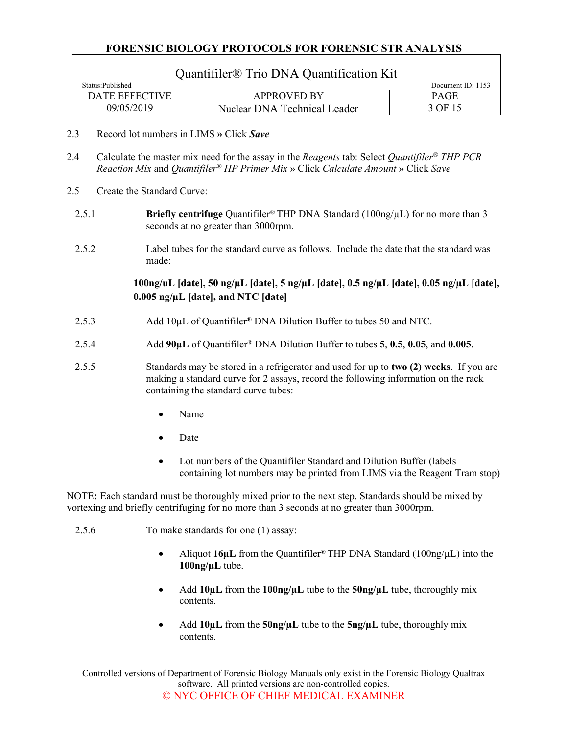2.3 Record lot numbers in LIMS » Click ***Save***

2.4 Calculate the master mix need for the assay in the *Reagents* tab: Select *Quantifiler® THP PCR Reaction Mix* and *Quantifiler® HP Primer Mix* » Click *Calculate Amount* » Click *Save*

2.5 Create the Standard Curve:

2.5.1 **Briefly centrifuge** Quantifiler® THP DNA Standard (100ng/µL) for no more than 3 seconds at no greater than 3000rpm.

2.5.2 Label tubes for the standard curve as follows. Include the date that the standard was made:

**100ng/uL [date], 50 ng/µL [date], 5 ng/µL [date], 0.5 ng/µL [date], 0.05 ng/µL [date], 0.005 ng/µL [date], and NTC [date]**

2.5.3 Add 10µL of Quantifiler® DNA Dilution Buffer to tubes 50 and NTC.

2.5.4 Add **90µL** of Quantifiler® DNA Dilution Buffer to tubes **5**, **0.5**, **0.05**, and **0.005**.

2.5.5 Standards may be stored in a refrigerator and used for up to **two (2) weeks**. If you are making a standard curve for 2 assays, record the following information on the rack containing the standard curve tubes:

- Name
- Date
- Lot numbers of the Quantifiler Standard and Dilution Buffer (labels containing lot numbers may be printed from LIMS via the Reagent Tram stop)

NOTE**:** Each standard must be thoroughly mixed prior to the next step. Standards should be mixed by vortexing and briefly centrifuging for no more than 3 seconds at no greater than 3000rpm.

2.5.6 To make standards for one (1) assay:

- Aliquot **16µL** from the Quantifiler® THP DNA Standard (100ng/µL) into the **100ng/µL** tube.
- Add **10µL** from the **100ng/µL** tube to the **50ng/µL** tube, thoroughly mix contents.
- Add **10µL** from the **50ng/µL** tube to the **5ng/µL** tube, thoroughly mix contents.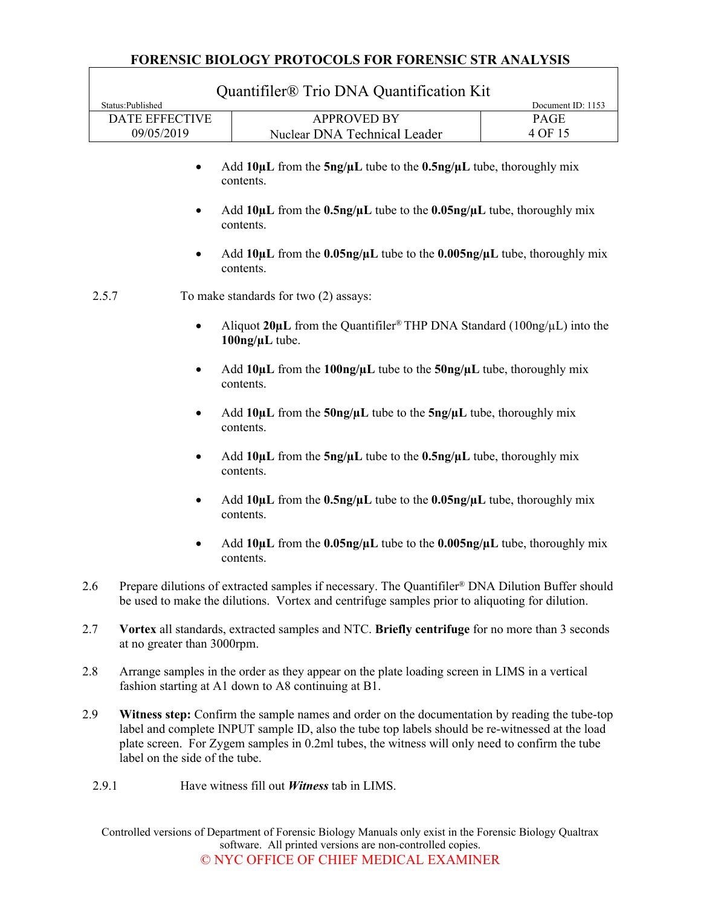- Add **10µL** from the **5ng/µL** tube to the **0.5ng/µL** tube, thoroughly mix contents.
- Add **10µL** from the **0.5ng/µL** tube to the **0.05ng/µL** tube, thoroughly mix contents.
- Add **10µL** from the **0.05ng/µL** tube to the **0.005ng/µL** tube, thoroughly mix contents.

2.5.7 To make standards for two (2) assays:

- Aliquot **20µL** from the Quantifiler® THP DNA Standard (100ng/µL) into the **100ng/µL** tube.
- Add **10µL** from the **100ng/µL** tube to the **50ng/µL** tube, thoroughly mix contents.
- Add **10µL** from the **50ng/µL** tube to the **5ng/µL** tube, thoroughly mix contents.
- Add **10µL** from the **5ng/µL** tube to the **0.5ng/µL** tube, thoroughly mix contents.
- Add **10µL** from the **0.5ng/µL** tube to the **0.05ng/µL** tube, thoroughly mix contents.
- Add **10µL** from the **0.05ng/µL** tube to the **0.005ng/µL** tube, thoroughly mix contents.

2.6 Prepare dilutions of extracted samples if necessary. The Quantifiler® DNA Dilution Buffer should be used to make the dilutions. Vortex and centrifuge samples prior to aliquoting for dilution.

2.7 **Vortex** all standards, extracted samples and NTC. **Briefly centrifuge** for no more than 3 seconds at no greater than 3000rpm.

2.8 Arrange samples in the order as they appear on the plate loading screen in LIMS in a vertical fashion starting at A1 down to A8 continuing at B1.

2.9 **Witness step:** Confirm the sample names and order on the documentation by reading the tube-top label and complete INPUT sample ID, also the tube top labels should be re-witnessed at the load plate screen. For Zygem samples in 0.2ml tubes, the witness will only need to confirm the tube label on the side of the tube.

2.9.1 Have witness fill out ***Witness*** tab in LIMS.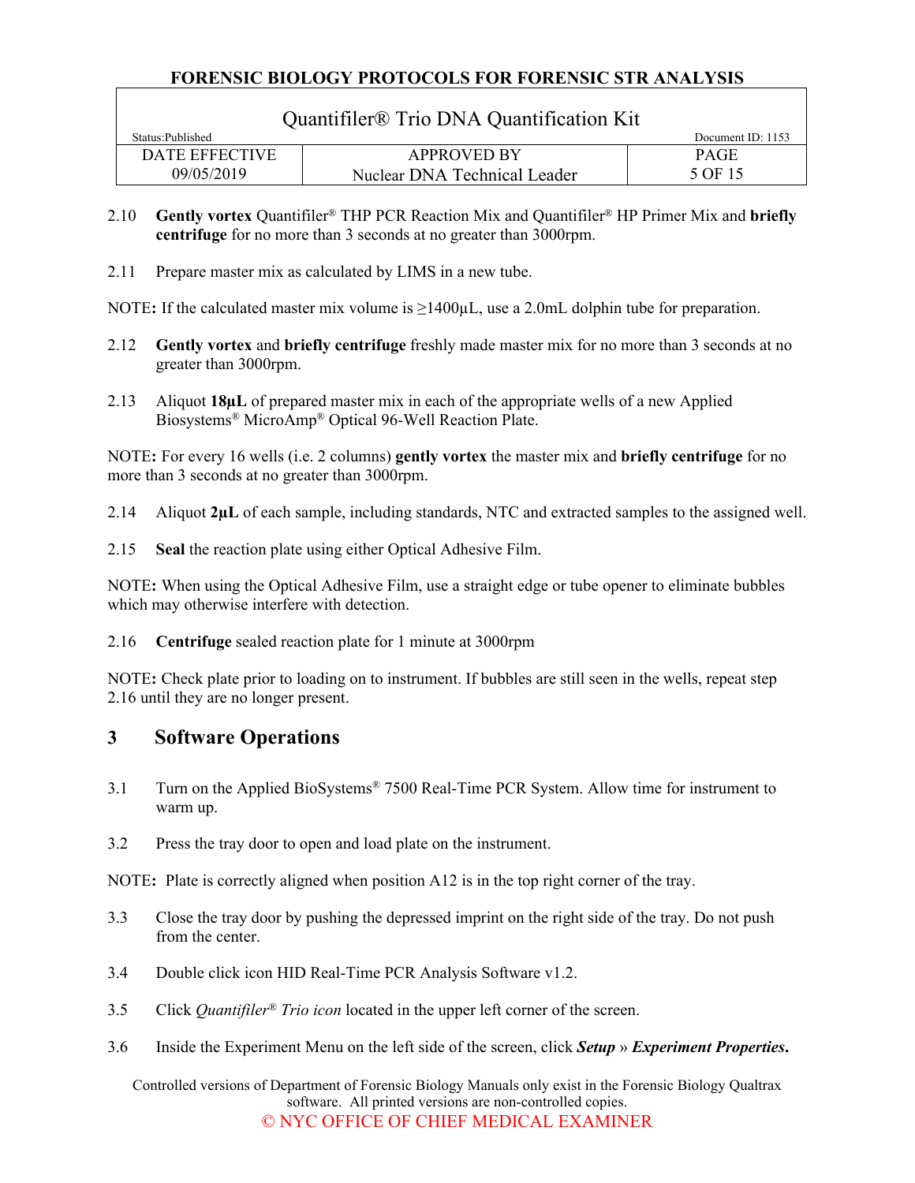2.10 **Gently vortex** Quantifiler® THP PCR Reaction Mix and Quantifiler® HP Primer Mix and **briefly centrifuge** for no more than 3 seconds at no greater than 3000rpm.

2.11 Prepare master mix as calculated by LIMS in a new tube.

NOTE**:** If the calculated master mix volume is ≥1400µL, use a 2.0mL dolphin tube for preparation.

2.12 **Gently vortex** and **briefly centrifuge** freshly made master mix for no more than 3 seconds at no greater than 3000rpm.

2.13 Aliquot **18µL** of prepared master mix in each of the appropriate wells of a new Applied Biosystems® MicroAmp® Optical 96-Well Reaction Plate.

NOTE**:** For every 16 wells (i.e. 2 columns) **gently vortex** the master mix and **briefly centrifuge** for no more than 3 seconds at no greater than 3000rpm.

2.14 Aliquot **2µL** of each sample, including standards, NTC and extracted samples to the assigned well.

2.15 **Seal** the reaction plate using either Optical Adhesive Film.

NOTE**:** When using the Optical Adhesive Film, use a straight edge or tube opener to eliminate bubbles which may otherwise interfere with detection.

2.16 **Centrifuge** sealed reaction plate for 1 minute at 3000rpm

NOTE**:** Check plate prior to loading on to instrument. If bubbles are still seen in the wells, repeat step 2.16 until they are no longer present.

## 3 Software Operations

3.1 Turn on the Applied BioSystems® 7500 Real-Time PCR System. Allow time for instrument to warm up.

3.2 Press the tray door to open and load plate on the instrument.

NOTE**:** Plate is correctly aligned when position A12 is in the top right corner of the tray.

3.3 Close the tray door by pushing the depressed imprint on the right side of the tray. Do not push from the center.

3.4 Double click icon HID Real-Time PCR Analysis Software v1.2.

3.5 Click *Quantifiler® Trio icon* located in the upper left corner of the screen.

3.6 Inside the Experiment Menu on the left side of the screen, click ***Setup*** » ***Experiment Properties***.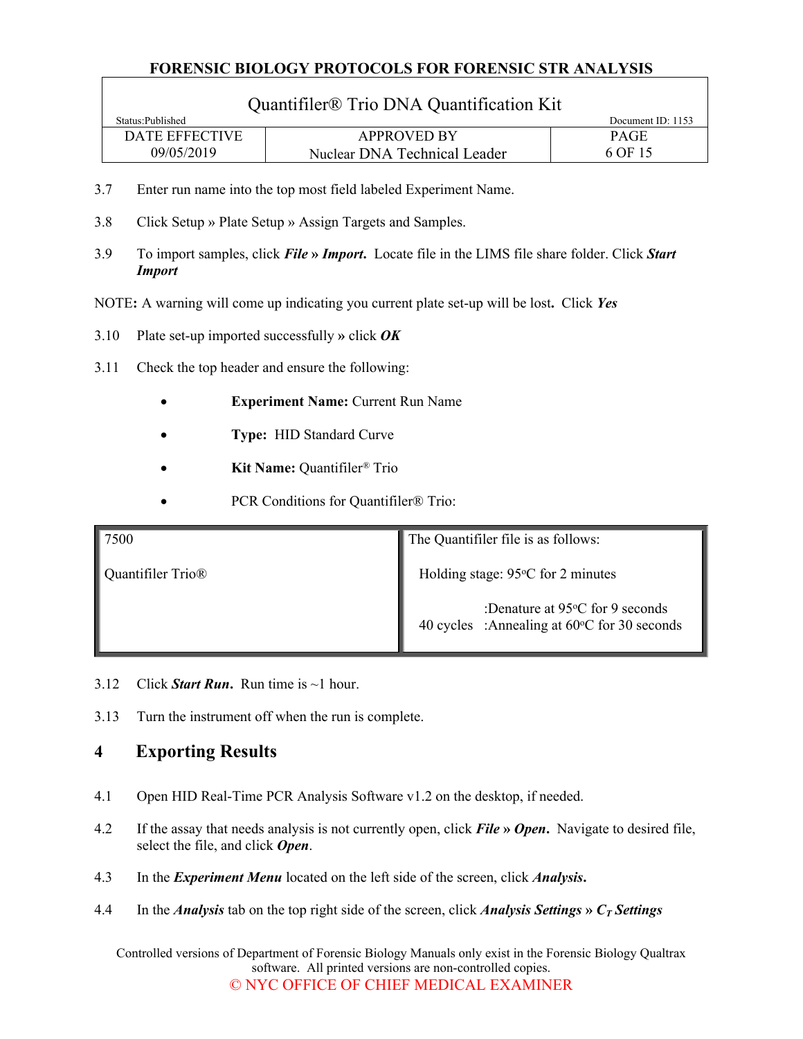3.7 Enter run name into the top most field labeled Experiment Name.

3.8 Click Setup » Plate Setup » Assign Targets and Samples.

3.9 To import samples, click ***File* » *Import*.** Locate file in the LIMS file share folder. Click ***Start Import***

NOTE**:** A warning will come up indicating you current plate set-up will be lost**.** Click ***Yes***

3.10 Plate set-up imported successfully » click ***OK***

3.11 Check the top header and ensure the following:

- **Experiment Name:** Current Run Name
- **Type:** HID Standard Curve
- **Kit Name:** Quantifiler® Trio
- PCR Conditions for Quantifiler® Trio:

| 7500<br><br>Quantifiler Trio® | The Quantifiler file is as follows:<br><br>Holding stage: 95°C for 2 minutes<br><br>40 cycles :Denature at 95°C for 9 seconds<br>:Annealing at 60°C for 30 seconds |
|---|---|

3.12 Click ***Start Run*.** Run time is ~1 hour.

3.13 Turn the instrument off when the run is complete.

## 4 Exporting Results

4.1 Open HID Real-Time PCR Analysis Software v1.2 on the desktop, if needed.

4.2 If the assay that needs analysis is not currently open, click ***File* » *Open*.** Navigate to desired file, select the file, and click ***Open***.

4.3 In the ***Experiment Menu*** located on the left side of the screen, click ***Analysis*.**

4.4 In the ***Analysis*** tab on the top right side of the screen, click ***Analysis Settings* » *$C_T$ Settings***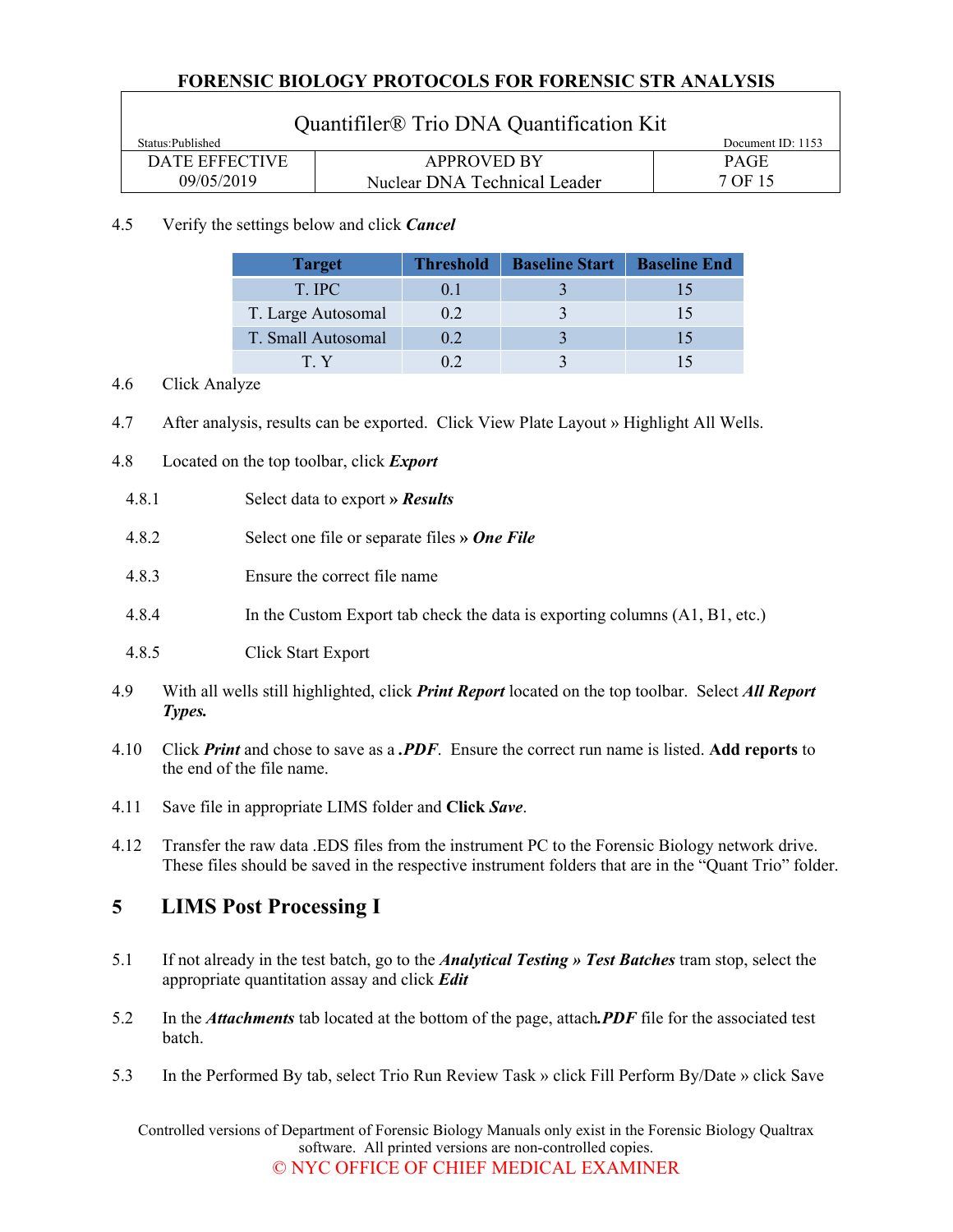4.5 Verify the settings below and click ***Cancel***

| Target | Threshold | Baseline Start | Baseline End |
|---|---|---|---|
| T. IPC | 0.1 | 3 | 15 |
| T. Large Autosomal | 0.2 | 3 | 15 |
| T. Small Autosomal | 0.2 | 3 | 15 |
| T. Y | 0.2 | 3 | 15 |

4.6 Click Analyze

4.7 After analysis, results can be exported. Click View Plate Layout » Highlight All Wells.

4.8 Located on the top toolbar, click ***Export***

4.8.1 Select data to export **»** ***Results***

4.8.2 Select one file or separate files **»** ***One File***

4.8.3 Ensure the correct file name

4.8.4 In the Custom Export tab check the data is exporting columns (A1, B1, etc.)

4.8.5 Click Start Export

4.9 With all wells still highlighted, click ***Print Report*** located on the top toolbar. Select ***All Report Types.***

4.10 Click ***Print*** and chose to save as a ***.PDF***. Ensure the correct run name is listed. **Add reports** to the end of the file name.

4.11 Save file in appropriate LIMS folder and **Click** ***Save***.

4.12 Transfer the raw data .EDS files from the instrument PC to the Forensic Biology network drive. These files should be saved in the respective instrument folders that are in the "Quant Trio" folder.

## 5 LIMS Post Processing I

5.1 If not already in the test batch, go to the ***Analytical Testing » Test Batches*** tram stop, select the appropriate quantitation assay and click ***Edit***

5.2 In the ***Attachments*** tab located at the bottom of the page, attach***.PDF*** file for the associated test batch.

5.3 In the Performed By tab, select Trio Run Review Task » click Fill Perform By/Date » click Save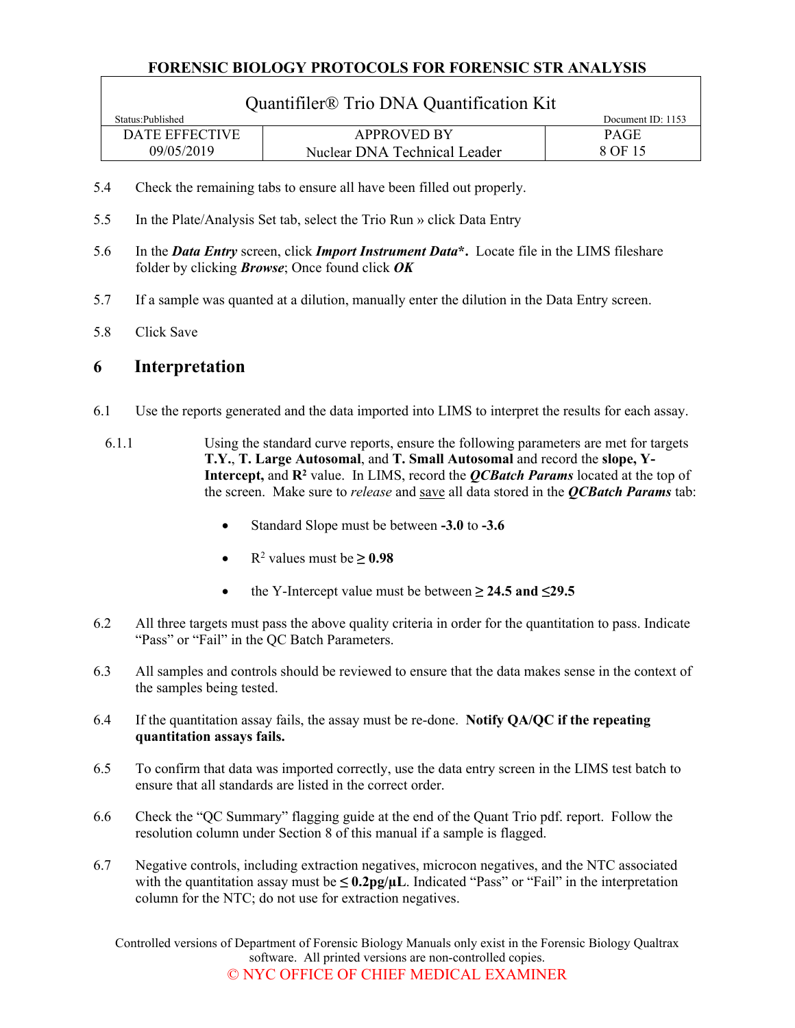5.4 Check the remaining tabs to ensure all have been filled out properly.

5.5 In the Plate/Analysis Set tab, select the Trio Run » click Data Entry

5.6 In the ***Data Entry*** screen, click ***Import Instrument Data*****.** Locate file in the LIMS fileshare folder by clicking ***Browse***; Once found click ***OK***

5.7 If a sample was quanted at a dilution, manually enter the dilution in the Data Entry screen.

5.8 Click Save

# 6 Interpretation

6.1 Use the reports generated and the data imported into LIMS to interpret the results for each assay.

6.1.1 Using the standard curve reports, ensure the following parameters are met for targets **T.Y.**, **T. Large Autosomal**, and **T. Small Autosomal** and record the **slope, Y-Intercept,** and **$R^2$** value. In LIMS, record the ***QCBatch Params*** located at the top of the screen. Make sure to *release* and <u>save</u> all data stored in the ***QCBatch Params*** tab:

- Standard Slope must be between **-3.0** to **-3.6**
- $R^2$ values must be **≥ 0.98**
- the Y-Intercept value must be between **≥ 24.5 and ≤29.5**

6.2 All three targets must pass the above quality criteria in order for the quantitation to pass. Indicate "Pass" or "Fail" in the QC Batch Parameters.

6.3 All samples and controls should be reviewed to ensure that the data makes sense in the context of the samples being tested.

6.4 If the quantitation assay fails, the assay must be re-done. **Notify QA/QC if the repeating quantitation assays fails.**

6.5 To confirm that data was imported correctly, use the data entry screen in the LIMS test batch to ensure that all standards are listed in the correct order.

6.6 Check the "QC Summary" flagging guide at the end of the Quant Trio pdf. report. Follow the resolution column under Section 8 of this manual if a sample is flagged.

6.7 Negative controls, including extraction negatives, microcon negatives, and the NTC associated with the quantitation assay must be **≤ 0.2pg/µL**. Indicated "Pass" or "Fail" in the interpretation column for the NTC; do not use for extraction negatives.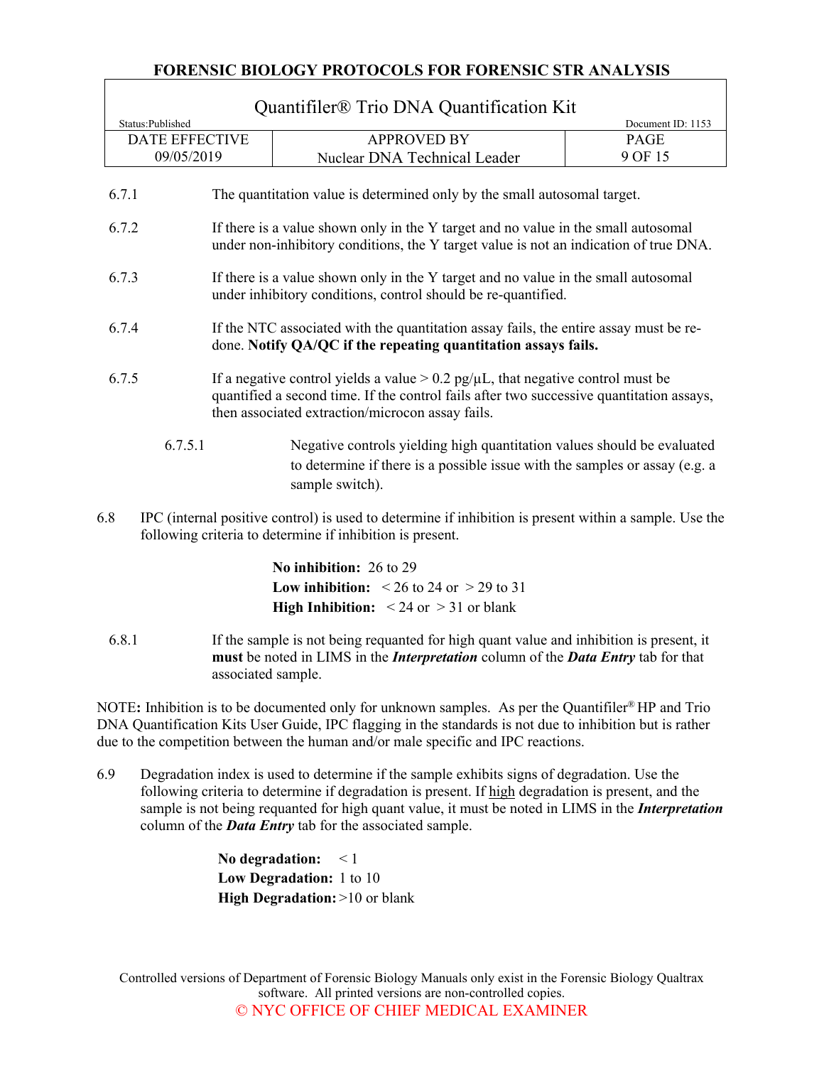6.7.1 The quantitation value is determined only by the small autosomal target.

6.7.2 If there is a value shown only in the Y target and no value in the small autosomal under non-inhibitory conditions, the Y target value is not an indication of true DNA.

6.7.3 If there is a value shown only in the Y target and no value in the small autosomal under inhibitory conditions, control should be re-quantified.

6.7.4 If the NTC associated with the quantitation assay fails, the entire assay must be re-done. **Notify QA/QC if the repeating quantitation assays fails.**

6.7.5 If a negative control yields a value > 0.2 pg/µL, that negative control must be quantified a second time. If the control fails after two successive quantitation assays, then associated extraction/microcon assay fails.

6.7.5.1 Negative controls yielding high quantitation values should be evaluated to determine if there is a possible issue with the samples or assay (e.g. a sample switch).

6.8 IPC (internal positive control) is used to determine if inhibition is present within a sample. Use the following criteria to determine if inhibition is present.

**No inhibition:** 26 to 29
**Low inhibition:** < 26 to 24 or > 29 to 31
**High Inhibition:** < 24 or > 31 or blank

6.8.1 If the sample is not being requanted for high quant value and inhibition is present, it **must** be noted in LIMS in the ***Interpretation*** column of the ***Data Entry*** tab for that associated sample.

NOTE**:** Inhibition is to be documented only for unknown samples. As per the Quantifiler® HP and Trio DNA Quantification Kits User Guide, IPC flagging in the standards is not due to inhibition but is rather due to the competition between the human and/or male specific and IPC reactions.

6.9 Degradation index is used to determine if the sample exhibits signs of degradation. Use the following criteria to determine if degradation is present. If high degradation is present, and the sample is not being requanted for high quant value, it must be noted in LIMS in the ***Interpretation*** column of the ***Data Entry*** tab for the associated sample.

**No degradation:** < 1
**Low Degradation:** 1 to 10
**High Degradation:** >10 or blank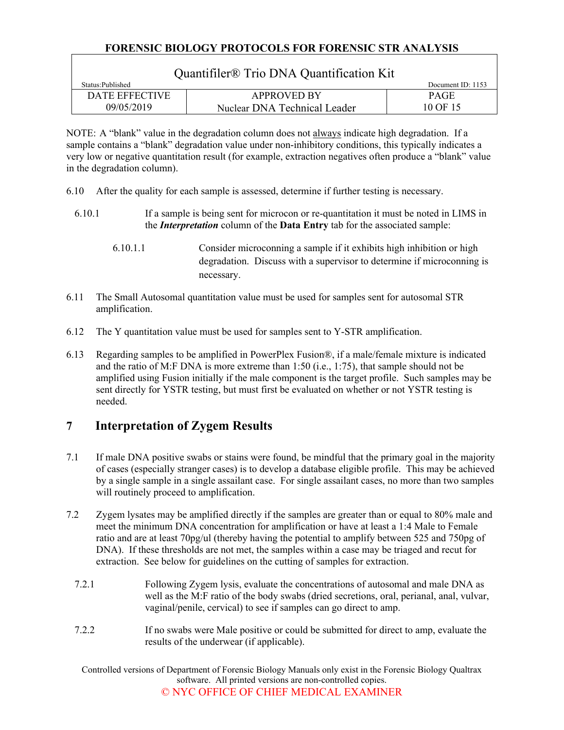NOTE: A "blank" value in the degradation column does not always indicate high degradation. If a sample contains a "blank" degradation value under non-inhibitory conditions, this typically indicates a very low or negative quantitation result (for example, extraction negatives often produce a "blank" value in the degradation column).

6.10 After the quality for each sample is assessed, determine if further testing is necessary.

6.10.1 If a sample is being sent for microcon or re-quantitation it must be noted in LIMS in the ***Interpretation*** column of the **Data Entry** tab for the associated sample:

6.10.1.1 Consider microconning a sample if it exhibits high inhibition or high degradation. Discuss with a supervisor to determine if microconning is necessary.

6.11 The Small Autosomal quantitation value must be used for samples sent for autosomal STR amplification.

6.12 The Y quantitation value must be used for samples sent to Y-STR amplification.

6.13 Regarding samples to be amplified in PowerPlex Fusion®, if a male/female mixture is indicated and the ratio of M:F DNA is more extreme than 1:50 (i.e., 1:75), that sample should not be amplified using Fusion initially if the male component is the target profile. Such samples may be sent directly for YSTR testing, but must first be evaluated on whether or not YSTR testing is needed.

## 7 Interpretation of Zygem Results

7.1 If male DNA positive swabs or stains were found, be mindful that the primary goal in the majority of cases (especially stranger cases) is to develop a database eligible profile. This may be achieved by a single sample in a single assailant case. For single assailant cases, no more than two samples will routinely proceed to amplification.

7.2 Zygem lysates may be amplified directly if the samples are greater than or equal to 80% male and meet the minimum DNA concentration for amplification or have at least a 1:4 Male to Female ratio and are at least 70pg/ul (thereby having the potential to amplify between 525 and 750pg of DNA). If these thresholds are not met, the samples within a case may be triaged and recut for extraction. See below for guidelines on the cutting of samples for extraction.

7.2.1 Following Zygem lysis, evaluate the concentrations of autosomal and male DNA as well as the M:F ratio of the body swabs (dried secretions, oral, perianal, anal, vulvar, vaginal/penile, cervical) to see if samples can go direct to amp.

7.2.2 If no swabs were Male positive or could be submitted for direct to amp, evaluate the results of the underwear (if applicable).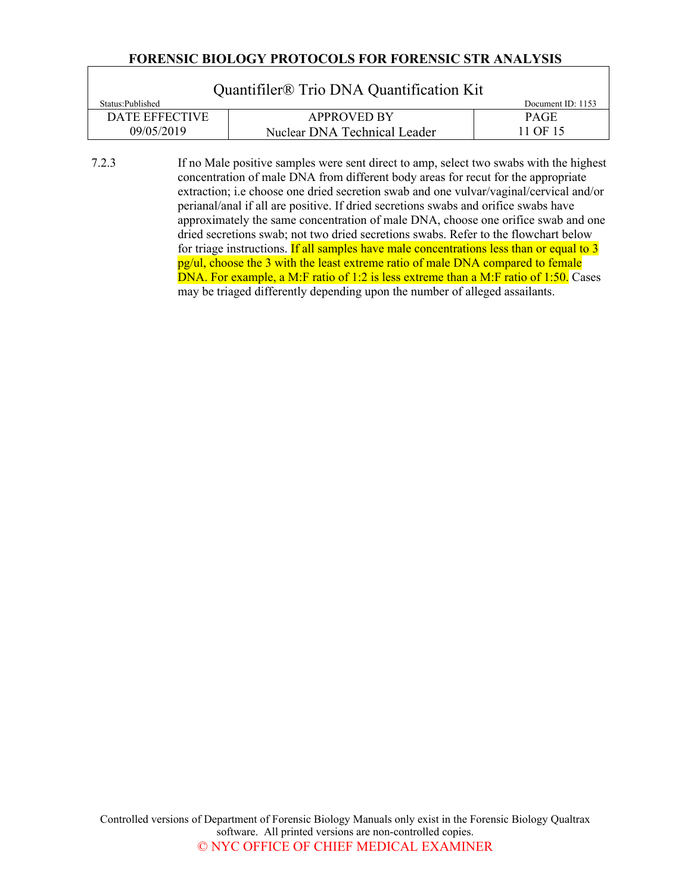7.2.3 If no Male positive samples were sent direct to amp, select two swabs with the highest concentration of male DNA from different body areas for recut for the appropriate extraction; i.e choose one dried secretion swab and one vulvar/vaginal/cervical and/or perianal/anal if all are positive. If dried secretions swabs and orifice swabs have approximately the same concentration of male DNA, choose one orifice swab and one dried secretions swab; not two dried secretions swabs. Refer to the flowchart below for triage instructions. If all samples have male concentrations less than or equal to 3 pg/ul, choose the 3 with the least extreme ratio of male DNA compared to female DNA. For example, a M:F ratio of 1:2 is less extreme than a M:F ratio of 1:50. Cases may be triaged differently depending upon the number of alleged assailants.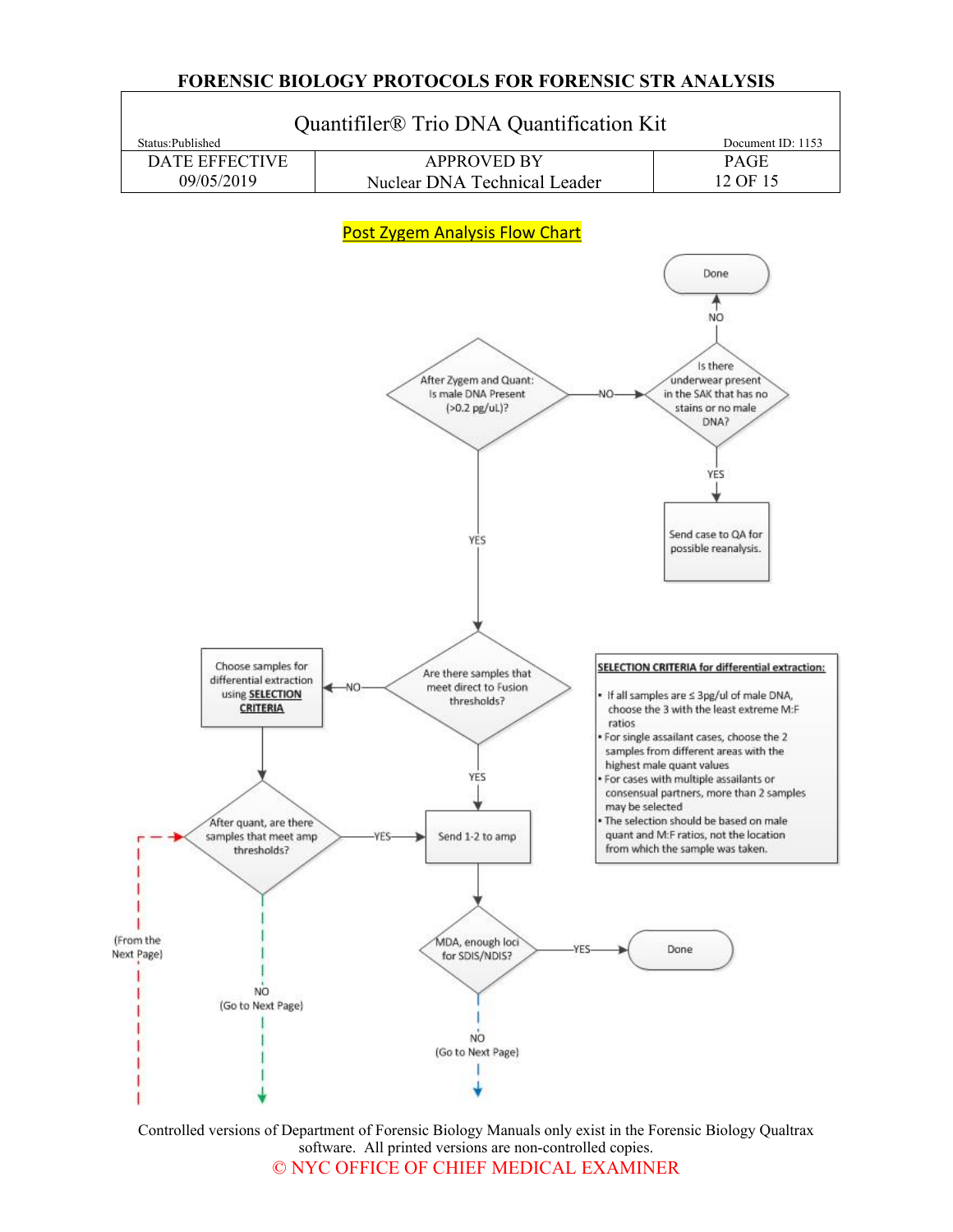## Post Zygem Analysis Flow Chart

After Zygem and Quant: Is male DNA Present (>0.2 pg/uL)?

- NO → Is there underwear present in the SAK that has no stains or no male DNA?
  - NO → Done
  - YES → Send case to QA for possible reanalysis.
- YES → Are there samples that meet direct to Fusion thresholds?
  - YES → Send 1-2 to amp
  - NO → Choose samples for differential extraction using **SELECTION CRITERIA**
    - → After quant, are there samples that meet amp thresholds?
      - YES → Send 1-2 to amp
      - NO (Go to Next Page)

(From the Next Page) → After quant, are there samples that meet amp thresholds?

Send 1-2 to amp → MDA, enough loci for SDIS/NDIS?
- YES → Done
- NO (Go to Next Page)

**SELECTION CRITERIA for differential extraction:**

- If all samples are ≤ 3pg/ul of male DNA, choose the 3 with the least extreme M:F ratios
- For single assailant cases, choose the 2 samples from different areas with the highest male quant values
- For cases with multiple assailants or consensual partners, more than 2 samples may be selected
- The selection should be based on male quant and M:F ratios, not the location from which the sample was taken.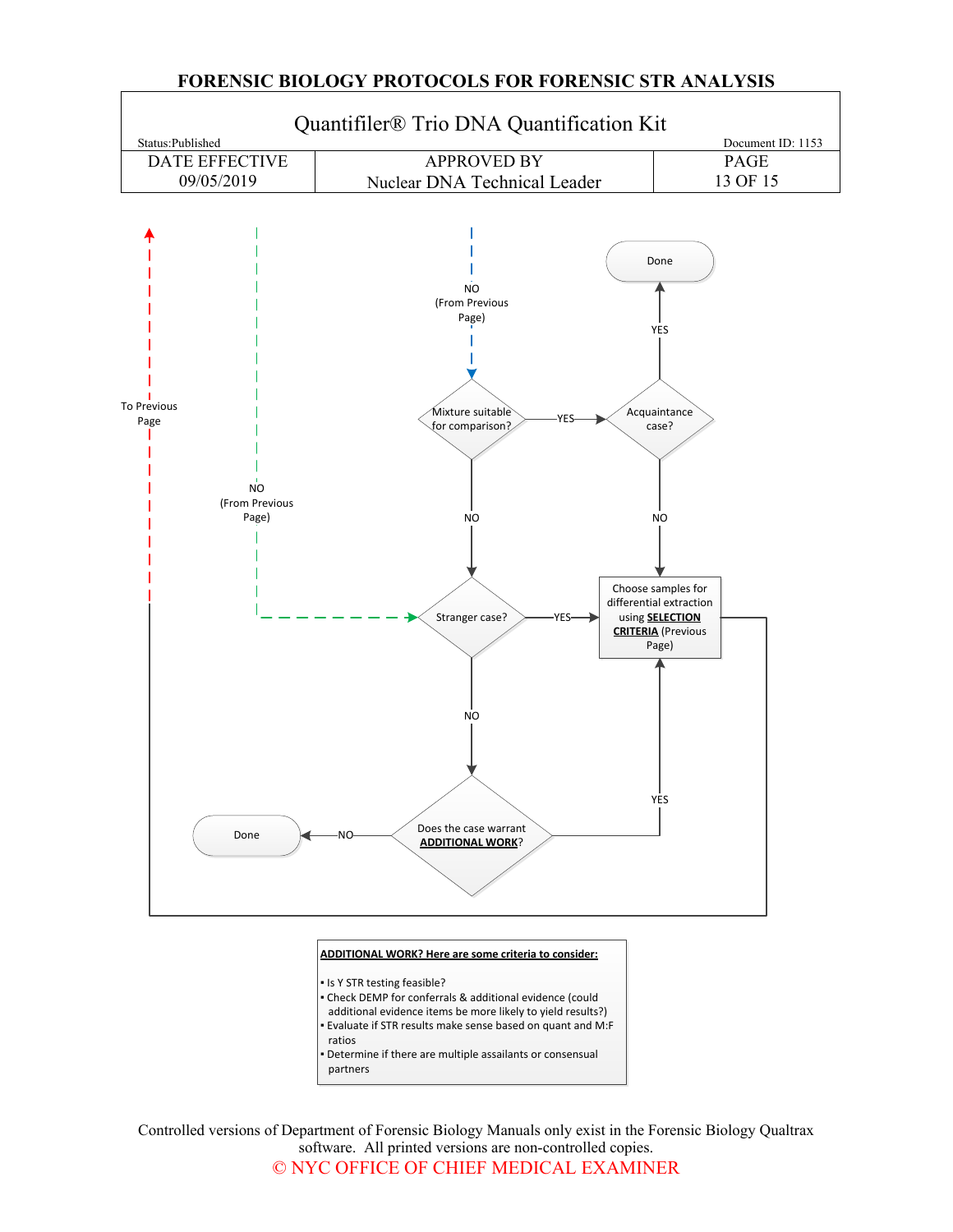# FORENSIC BIOLOGY PROTOCOLS FOR FORENSIC STR ANALYSIS

## Quantifiler® Trio DNA Quantification Kit

Status:Published — Document ID: 1153

| DATE EFFECTIVE | APPROVED BY | PAGE |
|---|---|---|
| 09/05/2019 | Nuclear DNA Technical Leader | 13 OF 15 |

To Previous Page

NO (From Previous Page)

NO (From Previous Page)

Mixture suitable for comparison?

- YES → Acquaintance case?
  - YES → Done
  - NO → Choose samples for differential extraction using **SELECTION CRITERIA** (Previous Page)
- NO → Stranger case?

Stranger case?

- YES → Choose samples for differential extraction using **SELECTION CRITERIA** (Previous Page)
- NO → Does the case warrant **ADDITIONAL WORK**?

Does the case warrant **ADDITIONAL WORK**?

- YES → Choose samples for differential extraction using **SELECTION CRITERIA** (Previous Page)
- NO → Done

**ADDITIONAL WORK? Here are some criteria to consider:**

- Is Y STR testing feasible?
- Check DEMP for conferrals & additional evidence (could additional evidence items be more likely to yield results?)
- Evaluate if STR results make sense based on quant and M:F ratios
- Determine if there are multiple assailants or consensual partners

Controlled versions of Department of Forensic Biology Manuals only exist in the Forensic Biology Qualtrax software. All printed versions are non-controlled copies.

© NYC OFFICE OF CHIEF MEDICAL EXAMINER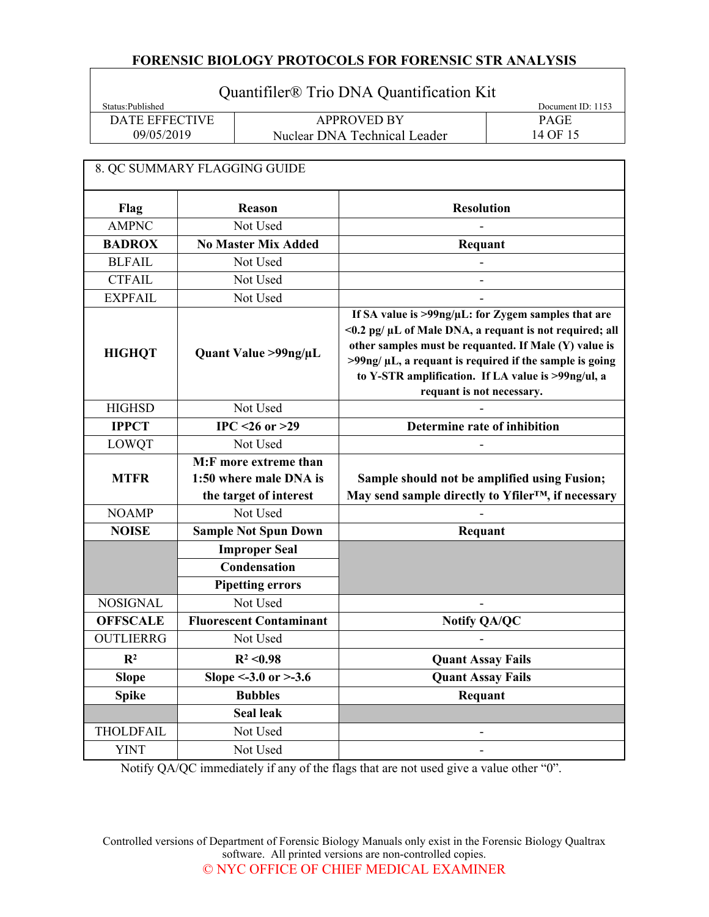## 8. QC SUMMARY FLAGGING GUIDE

| Flag | Reason | Resolution |
|---|---|---|
| AMPNC | Not Used | - |
| **BADROX** | **No Master Mix Added** | **Requant** |
| BLFAIL | Not Used | - |
| CTFAIL | Not Used | - |
| EXPFAIL | Not Used | - |
| **HIGHQT** | **Quant Value >99ng/µL** | **If SA value is >99ng/µL: for Zygem samples that are <0.2 pg/ µL of Male DNA, a requant is not required; all other samples must be requanted. If Male (Y) value is >99ng/ µL, a requant is required if the sample is going to Y-STR amplification. If LA value is >99ng/ul, a requant is not necessary.** |
| HIGHSD | Not Used | - |
| **IPPCT** | **IPC <26 or >29** | **Determine rate of inhibition** |
| LOWQT | Not Used | - |
| **MTFR** | **M:F more extreme than 1:50 where male DNA is the target of interest** | **Sample should not be amplified using Fusion; May send sample directly to Yfiler™, if necessary** |
| NOAMP | Not Used | - |
| **NOISE** | **Sample Not Spun Down** | **Requant** |
| | **Improper Seal** | |
| | **Condensation** | |
| | **Pipetting errors** | |
| NOSIGNAL | Not Used | - |
| **OFFSCALE** | **Fluorescent Contaminant** | **Notify QA/QC** |
| OUTLIERRG | Not Used | - |
| **$R^2$** | **$R^2$ <0.98** | **Quant Assay Fails** |
| **Slope** | **Slope <-3.0 or >-3.6** | **Quant Assay Fails** |
| **Spike** | **Bubbles** | **Requant** |
| | **Seal leak** | |
| THOLDFAIL | Not Used | - |
| YINT | Not Used | - |

Notify QA/QC immediately if any of the flags that are not used give a value other "0".

Controlled versions of Department of Forensic Biology Manuals only exist in the Forensic Biology Qualtrax software. All printed versions are non-controlled copies.

© NYC OFFICE OF CHIEF MEDICAL EXAMINER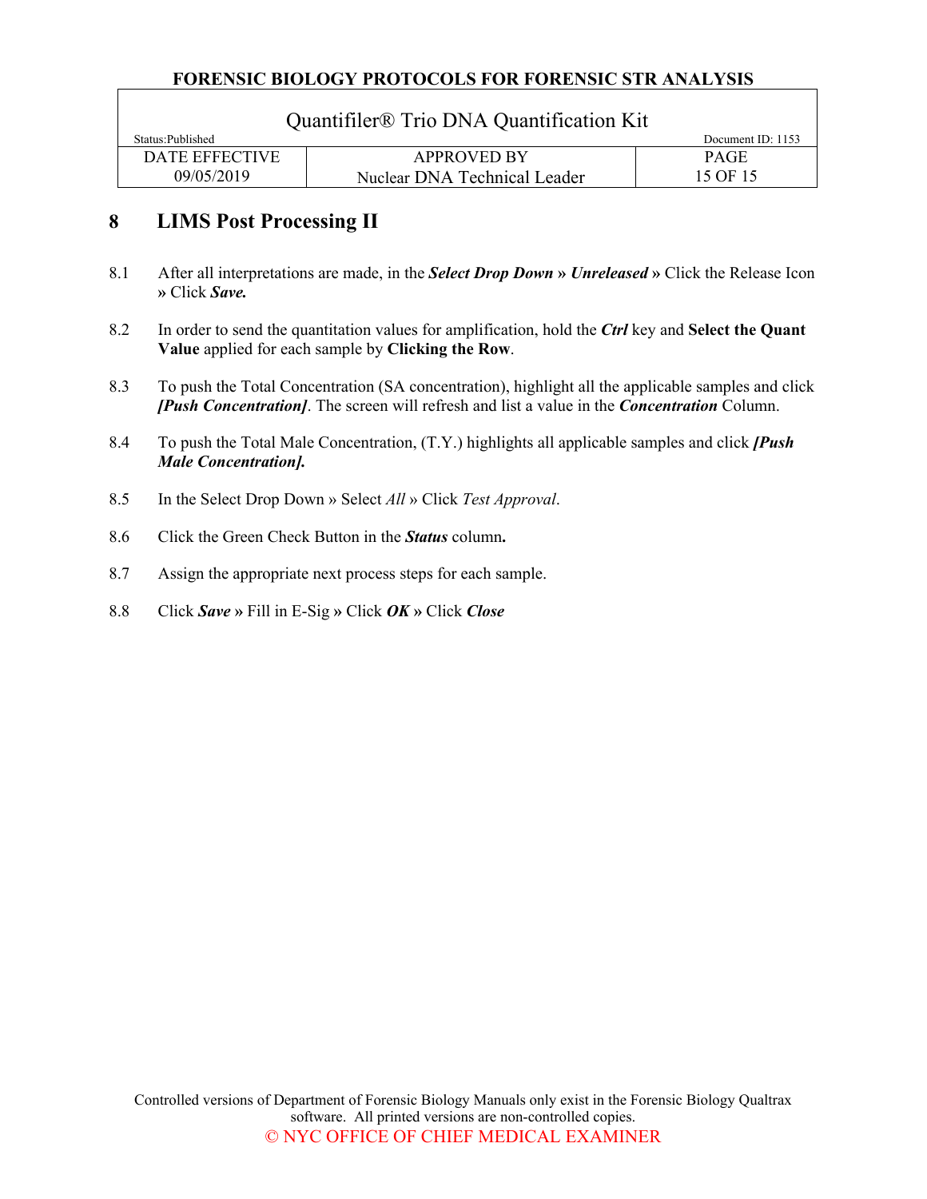# 8 LIMS Post Processing II

8.1 After all interpretations are made, in the ***Select Drop Down*** **»** ***Unreleased*** **»** Click the Release Icon **»** Click ***Save.***

8.2 In order to send the quantitation values for amplification, hold the ***Ctrl*** key and **Select the Quant Value** applied for each sample by **Clicking the Row**.

8.3 To push the Total Concentration (SA concentration), highlight all the applicable samples and click ***[Push Concentration]***. The screen will refresh and list a value in the ***Concentration*** Column.

8.4 To push the Total Male Concentration, (T.Y.) highlights all applicable samples and click ***[Push Male Concentration].***

8.5 In the Select Drop Down » Select *All* » Click *Test Approval*.

8.6 Click the Green Check Button in the ***Status*** column**.**

8.7 Assign the appropriate next process steps for each sample.

8.8 Click ***Save*** **»** Fill in E-Sig **»** Click ***OK*** **»** Click ***Close***